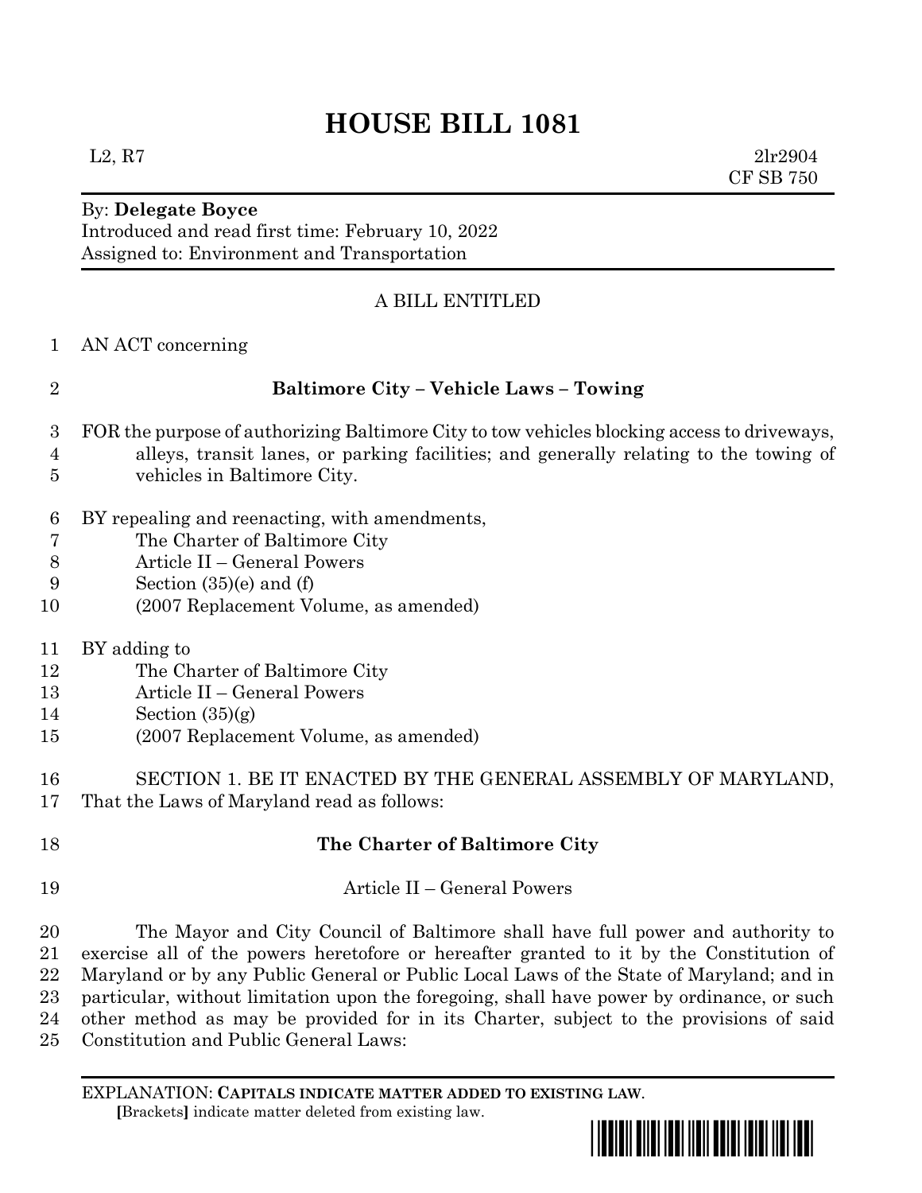# HOUSE BILL 1081

L2, R7 2lr2904
CF SB 750

By: **Delegate Boyce**
Introduced and read first time: February 10, 2022
Assigned to: Environment and Transportation

A BILL ENTITLED

AN ACT concerning

**Baltimore City – Vehicle Laws – Towing**

FOR the purpose of authorizing Baltimore City to tow vehicles blocking access to driveways, alleys, transit lanes, or parking facilities; and generally relating to the towing of vehicles in Baltimore City.

BY repealing and reenacting, with amendments,
The Charter of Baltimore City
Article II – General Powers
Section (35)(e) and (f)
(2007 Replacement Volume, as amended)

BY adding to
The Charter of Baltimore City
Article II – General Powers
Section (35)(g)
(2007 Replacement Volume, as amended)

SECTION 1. BE IT ENACTED BY THE GENERAL ASSEMBLY OF MARYLAND, That the Laws of Maryland read as follows:

**The Charter of Baltimore City**

Article II – General Powers

The Mayor and City Council of Baltimore shall have full power and authority to exercise all of the powers heretofore or hereafter granted to it by the Constitution of Maryland or by any Public General or Public Local Laws of the State of Maryland; and in particular, without limitation upon the foregoing, shall have power by ordinance, or such other method as may be provided for in its Charter, subject to the provisions of said Constitution and Public General Laws:

EXPLANATION: **CAPITALS INDICATE MATTER ADDED TO EXISTING LAW.**
[Brackets] indicate matter deleted from existing law.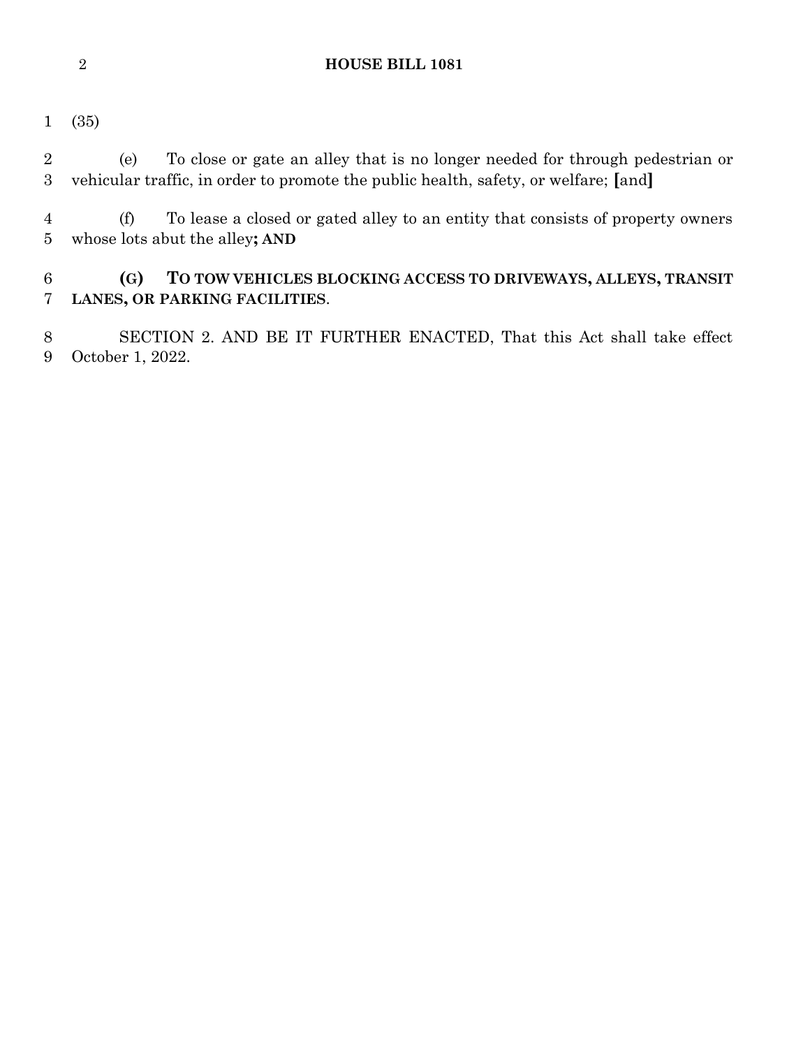(35)

(e) To close or gate an alley that is no longer needed for through pedestrian or vehicular traffic, in order to promote the public health, safety, or welfare; [and]

(f) To lease a closed or gated alley to an entity that consists of property owners whose lots abut the alley**; AND**

**(G) TO TOW VEHICLES BLOCKING ACCESS TO DRIVEWAYS, ALLEYS, TRANSIT LANES, OR PARKING FACILITIES**.

SECTION 2. AND BE IT FURTHER ENACTED, That this Act shall take effect October 1, 2022.